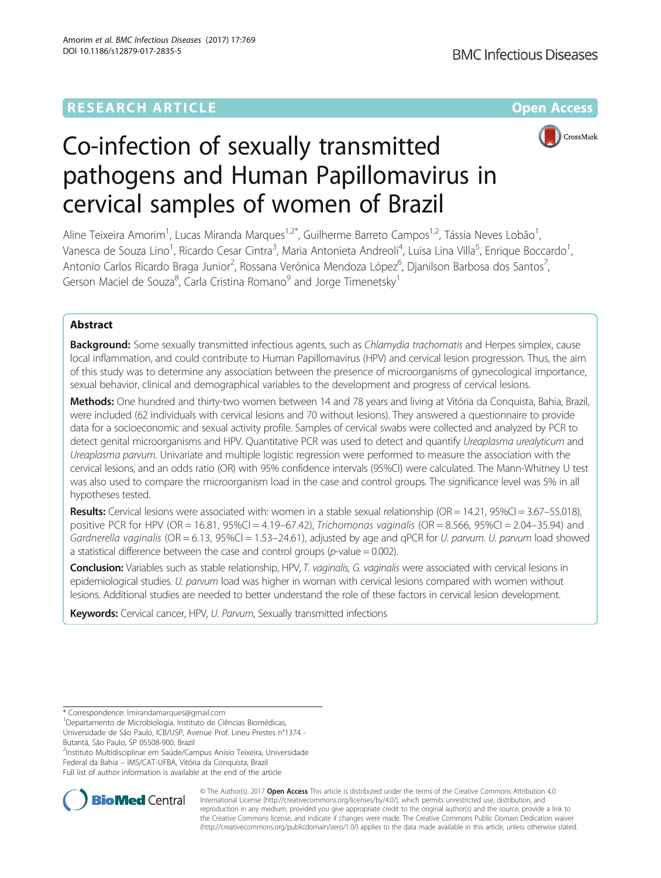RESEARCH ARTICLE

Open Access

# Co-infection of sexually transmitted pathogens and Human Papillomavirus in cervical samples of women of Brazil

Aline Teixeira Amorim[1], Lucas Miranda Marques[1,2*], Guilherme Barreto Campos[1,2], Tássia Neves Lobão[1], Vanesca de Souza Lino[1], Ricardo Cesar Cintra[3], Maria Antonieta Andreoli[4], Luisa Lina Villa[5], Enrique Boccardo[1], Antonio Carlos Ricardo Braga Junior[2], Rossana Verónica Mendoza López[6], Djanilson Barbosa dos Santos[7], Gerson Maciel de Souza[8], Carla Cristina Romano[9] and Jorge Timenetsky[1]

## Abstract

**Background:** Some sexually transmitted infectious agents, such as *Chlamydia trachomatis* and Herpes simplex, cause local inflammation, and could contribute to Human Papillomavirus (HPV) and cervical lesion progression. Thus, the aim of this study was to determine any association between the presence of microorganisms of gynecological importance, sexual behavior, clinical and demographical variables to the development and progress of cervical lesions.

**Methods:** One hundred and thirty-two women between 14 and 78 years and living at Vitória da Conquista, Bahia, Brazil, were included (62 individuals with cervical lesions and 70 without lesions). They answered a questionnaire to provide data for a socioeconomic and sexual activity profile. Samples of cervical swabs were collected and analyzed by PCR to detect genital microorganisms and HPV. Quantitative PCR was used to detect and quantify *Ureaplasma urealyticum* and *Ureaplasma parvum*. Univariate and multiple logistic regression were performed to measure the association with the cervical lesions, and an odds ratio (OR) with 95% confidence intervals (95%CI) were calculated. The Mann-Whitney U test was also used to compare the microorganism load in the case and control groups. The significance level was 5% in all hypotheses tested.

**Results:** Cervical lesions were associated with: women in a stable sexual relationship (OR = 14.21, 95%CI = 3.67–55.018), positive PCR for HPV (OR = 16.81, 95%CI = 4.19–67.42), *Trichomonas vaginalis* (OR = 8.566, 95%CI = 2.04–35.94) and *Gardnerella vaginalis* (OR = 6.13, 95%CI = 1.53–24.61), adjusted by age and qPCR for *U. parvum*. *U. parvum* load showed a statistical difference between the case and control groups ($p$-value = 0.002).

**Conclusion:** Variables such as stable relationship, HPV, *T. vaginalis, G. vaginalis* were associated with cervical lesions in epidemiological studies. *U. parvum* load was higher in woman with cervical lesions compared with women without lesions. Additional studies are needed to better understand the role of these factors in cervical lesion development.

**Keywords:** Cervical cancer, HPV, *U. Parvum*, Sexually transmitted infections

\* Correspondence: lmirandamarques@gmail.com
[1]Departamento de Microbiologia, Instituto de Ciências Biomédicas, Universidade de São Paulo, ICB/USP, Avenue Prof. Lineu Prestes n°1374 - Butantã, São Paulo, SP 05508-900, Brazil
[2]Instituto Multidisciplinar em Saúde/Campus Anísio Teixeira, Universidade Federal da Bahia – IMS/CAT-UFBA, Vitória da Conquista, Brazil
Full list of author information is available at the end of the article

© The Author(s). 2017 **Open Access** This article is distributed under the terms of the Creative Commons Attribution 4.0 International License (http://creativecommons.org/licenses/by/4.0/), which permits unrestricted use, distribution, and reproduction in any medium, provided you give appropriate credit to the original author(s) and the source, provide a link to the Creative Commons license, and indicate if changes were made. The Creative Commons Public Domain Dedication waiver (http://creativecommons.org/publicdomain/zero/1.0/) applies to the data made available in this article, unless otherwise stated.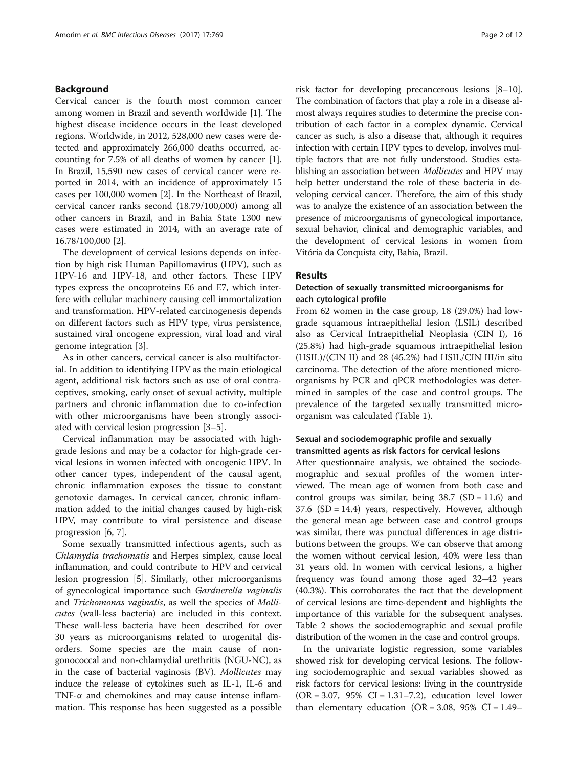## Background

Cervical cancer is the fourth most common cancer among women in Brazil and seventh worldwide [1]. The highest disease incidence occurs in the least developed regions. Worldwide, in 2012, 528,000 new cases were detected and approximately 266,000 deaths occurred, accounting for 7.5% of all deaths of women by cancer [1]. In Brazil, 15,590 new cases of cervical cancer were reported in 2014, with an incidence of approximately 15 cases per 100,000 women [2]. In the Northeast of Brazil, cervical cancer ranks second (18.79/100,000) among all other cancers in Brazil, and in Bahia State 1300 new cases were estimated in 2014, with an average rate of 16.78/100,000 [2].

The development of cervical lesions depends on infection by high risk Human Papillomavirus (HPV), such as HPV-16 and HPV-18, and other factors. These HPV types express the oncoproteins E6 and E7, which interfere with cellular machinery causing cell immortalization and transformation. HPV-related carcinogenesis depends on different factors such as HPV type, virus persistence, sustained viral oncogene expression, viral load and viral genome integration [3].

As in other cancers, cervical cancer is also multifactorial. In addition to identifying HPV as the main etiological agent, additional risk factors such as use of oral contraceptives, smoking, early onset of sexual activity, multiple partners and chronic inflammation due to co-infection with other microorganisms have been strongly associated with cervical lesion progression [3–5].

Cervical inflammation may be associated with high-grade lesions and may be a cofactor for high-grade cervical lesions in women infected with oncogenic HPV. In other cancer types, independent of the causal agent, chronic inflammation exposes the tissue to constant genotoxic damages. In cervical cancer, chronic inflammation added to the initial changes caused by high-risk HPV, may contribute to viral persistence and disease progression [6, 7].

Some sexually transmitted infectious agents, such as *Chlamydia trachomatis* and Herpes simplex, cause local inflammation, and could contribute to HPV and cervical lesion progression [5]. Similarly, other microorganisms of gynecological importance such *Gardnerella vaginalis* and *Trichomonas vaginalis*, as well the species of *Mollicutes* (wall-less bacteria) are included in this context. These wall-less bacteria have been described for over 30 years as microorganisms related to urogenital disorders. Some species are the main cause of non-gonococcal and non-chlamydial urethritis (NGU-NC), as in the case of bacterial vaginosis (BV). *Mollicutes* may induce the release of cytokines such as IL-1, IL-6 and TNF-α and chemokines and may cause intense inflammation. This response has been suggested as a possible risk factor for developing precancerous lesions [8–10]. The combination of factors that play a role in a disease almost always requires studies to determine the precise contribution of each factor in a complex dynamic. Cervical cancer as such, is also a disease that, although it requires infection with certain HPV types to develop, involves multiple factors that are not fully understood. Studies establishing an association between *Mollicutes* and HPV may help better understand the role of these bacteria in developing cervical cancer. Therefore, the aim of this study was to analyze the existence of an association between the presence of microorganisms of gynecological importance, sexual behavior, clinical and demographic variables, and the development of cervical lesions in women from Vitória da Conquista city, Bahia, Brazil.

## Results

### Detection of sexually transmitted microorganisms for each cytological profile

From 62 women in the case group, 18 (29.0%) had low-grade squamous intraepithelial lesion (LSIL) described also as Cervical Intraepithelial Neoplasia (CIN I), 16 (25.8%) had high-grade squamous intraepithelial lesion (HSIL)/(CIN II) and 28 (45.2%) had HSIL/CIN III/in situ carcinoma. The detection of the afore mentioned microorganisms by PCR and qPCR methodologies was determined in samples of the case and control groups. The prevalence of the targeted sexually transmitted microorganism was calculated (Table 1).

### Sexual and sociodemographic profile and sexually transmitted agents as risk factors for cervical lesions

After questionnaire analysis, we obtained the sociodemographic and sexual profiles of the women interviewed. The mean age of women from both case and control groups was similar, being 38.7 (SD = 11.6) and 37.6 (SD = 14.4) years, respectively. However, although the general mean age between case and control groups was similar, there was punctual differences in age distributions between the groups. We can observe that among the women without cervical lesion, 40% were less than 31 years old. In women with cervical lesions, a higher frequency was found among those aged 32–42 years (40.3%). This corroborates the fact that the development of cervical lesions are time-dependent and highlights the importance of this variable for the subsequent analyses. Table 2 shows the sociodemographic and sexual profile distribution of the women in the case and control groups.

In the univariate logistic regression, some variables showed risk for developing cervical lesions. The following sociodemographic and sexual variables showed as risk factors for cervical lesions: living in the countryside (OR = 3.07, 95% CI = 1.31–7.2), education level lower than elementary education (OR = 3.08, 95% CI = 1.49–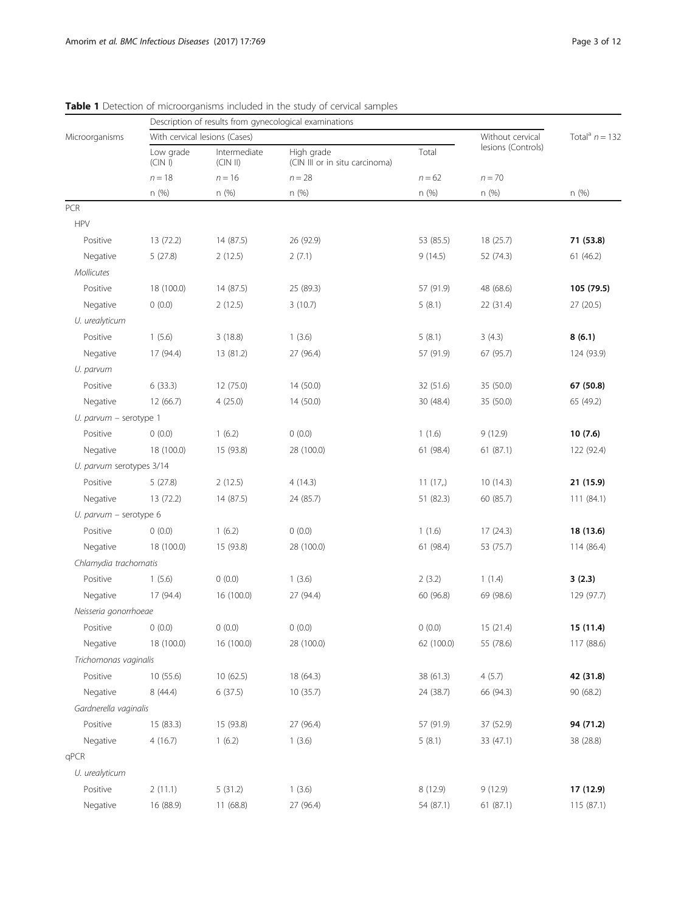**Table 1** Detection of microorganisms included in the study of cervical samples

| Microorganisms | Description of results from gynecological examinations | | | | | Total[a] $n = 132$ |
|---|---|---|---|---|---|---|
| | With cervical lesions (Cases) | | | | Without cervical lesions (Controls) | |
| | Low grade (CIN I) | Intermediate (CIN II) | High grade (CIN III or in situ carcinoma) | Total | | |
| | $n = 18$ | $n = 16$ | $n = 28$ | $n = 62$ | $n = 70$ | |
| | n (%) | n (%) | n (%) | n (%) | n (%) | n (%) |
| PCR | | | | | | |
| HPV | | | | | | |
| Positive | 13 (72.2) | 14 (87.5) | 26 (92.9) | 53 (85.5) | 18 (25.7) | **71 (53.8)** |
| Negative | 5 (27.8) | 2 (12.5) | 2 (7.1) | 9 (14.5) | 52 (74.3) | 61 (46.2) |
| *Mollicutes* | | | | | | |
| Positive | 18 (100.0) | 14 (87.5) | 25 (89.3) | 57 (91.9) | 48 (68.6) | **105 (79.5)** |
| Negative | 0 (0.0) | 2 (12.5) | 3 (10.7) | 5 (8.1) | 22 (31.4) | 27 (20.5) |
| *U. urealyticum* | | | | | | |
| Positive | 1 (5.6) | 3 (18.8) | 1 (3.6) | 5 (8.1) | 3 (4.3) | **8 (6.1)** |
| Negative | 17 (94.4) | 13 (81.2) | 27 (96.4) | 57 (91.9) | 67 (95.7) | 124 (93.9) |
| *U. parvum* | | | | | | |
| Positive | 6 (33.3) | 12 (75.0) | 14 (50.0) | 32 (51.6) | 35 (50.0) | **67 (50.8)** |
| Negative | 12 (66.7) | 4 (25.0) | 14 (50.0) | 30 (48.4) | 35 (50.0) | 65 (49.2) |
| *U. parvum* – serotype 1 | | | | | | |
| Positive | 0 (0.0) | 1 (6.2) | 0 (0.0) | 1 (1.6) | 9 (12.9) | **10 (7.6)** |
| Negative | 18 (100.0) | 15 (93.8) | 28 (100.0) | 61 (98.4) | 61 (87.1) | 122 (92.4) |
| *U. parvum* serotypes 3/14 | | | | | | |
| Positive | 5 (27.8) | 2 (12.5) | 4 (14.3) | 11 (17,) | 10 (14.3) | **21 (15.9)** |
| Negative | 13 (72.2) | 14 (87.5) | 24 (85.7) | 51 (82.3) | 60 (85.7) | 111 (84.1) |
| *U. parvum* – serotype 6 | | | | | | |
| Positive | 0 (0.0) | 1 (6.2) | 0 (0.0) | 1 (1.6) | 17 (24.3) | **18 (13.6)** |
| Negative | 18 (100.0) | 15 (93.8) | 28 (100.0) | 61 (98.4) | 53 (75.7) | 114 (86.4) |
| *Chlamydia trachomatis* | | | | | | |
| Positive | 1 (5.6) | 0 (0.0) | 1 (3.6) | 2 (3.2) | 1 (1.4) | **3 (2.3)** |
| Negative | 17 (94.4) | 16 (100.0) | 27 (94.4) | 60 (96.8) | 69 (98.6) | 129 (97.7) |
| *Neisseria gonorrhoeae* | | | | | | |
| Positive | 0 (0.0) | 0 (0.0) | 0 (0.0) | 0 (0.0) | 15 (21.4) | **15 (11.4)** |
| Negative | 18 (100.0) | 16 (100.0) | 28 (100.0) | 62 (100.0) | 55 (78.6) | 117 (88.6) |
| *Trichomonas vaginalis* | | | | | | |
| Positive | 10 (55.6) | 10 (62.5) | 18 (64.3) | 38 (61.3) | 4 (5.7) | **42 (31.8)** |
| Negative | 8 (44.4) | 6 (37.5) | 10 (35.7) | 24 (38.7) | 66 (94.3) | 90 (68.2) |
| *Gardnerella vaginalis* | | | | | | |
| Positive | 15 (83.3) | 15 (93.8) | 27 (96.4) | 57 (91.9) | 37 (52.9) | **94 (71.2)** |
| Negative | 4 (16.7) | 1 (6.2) | 1 (3.6) | 5 (8.1) | 33 (47.1) | 38 (28.8) |
| qPCR | | | | | | |
| *U. urealyticum* | | | | | | |
| Positive | 2 (11.1) | 5 (31.2) | 1 (3.6) | 8 (12.9) | 9 (12.9) | **17 (12.9)** |
| Negative | 16 (88.9) | 11 (68.8) | 27 (96.4) | 54 (87.1) | 61 (87.1) | 115 (87.1) |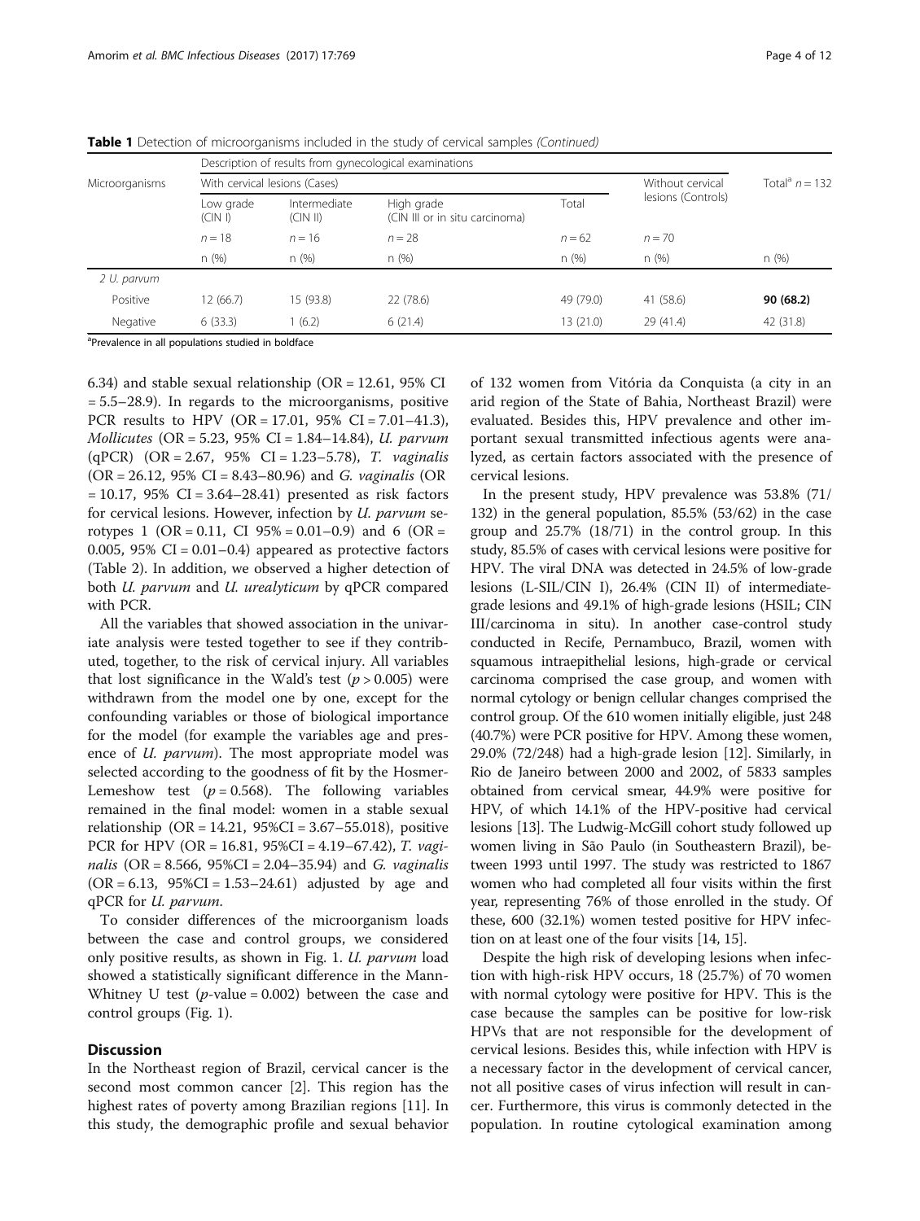**Table 1** Detection of microorganisms included in the study of cervical samples *(Continued)*

| Microorganisms | Description of results from gynecological examinations | | | | | |
|---|---|---|---|---|---|---|
| | With cervical lesions (Cases) | | | | Without cervical lesions (Controls) | Total[a] $n = 132$ |
| | Low grade (CIN I) | Intermediate (CIN II) | High grade (CIN III or in situ carcinoma) | Total | | |
| | $n = 18$ | $n = 16$ | $n = 28$ | $n = 62$ | $n = 70$ | |
| | n (%) | n (%) | n (%) | n (%) | n (%) | n (%) |
| *2 U. parvum* | | | | | | |
| Positive | 12 (66.7) | 15 (93.8) | 22 (78.6) | 49 (79.0) | 41 (58.6) | **90 (68.2)** |
| Negative | 6 (33.3) | 1 (6.2) | 6 (21.4) | 13 (21.0) | 29 (41.4) | 42 (31.8) |

[a]Prevalence in all populations studied in boldface

6.34) and stable sexual relationship (OR = 12.61, 95% CI = 5.5–28.9). In regards to the microorganisms, positive PCR results to HPV (OR = 17.01, 95% CI = 7.01–41.3), *Mollicutes* (OR = 5.23, 95% CI = 1.84–14.84), *U. parvum* (qPCR) (OR = 2.67, 95% CI = 1.23–5.78), *T. vaginalis* (OR = 26.12, 95% CI = 8.43–80.96) and *G. vaginalis* (OR = 10.17, 95% CI = 3.64–28.41) presented as risk factors for cervical lesions. However, infection by *U. parvum* serotypes 1 (OR = 0.11, CI 95% = 0.01–0.9) and 6 (OR = 0.005, 95% CI = 0.01–0.4) appeared as protective factors (Table 2). In addition, we observed a higher detection of both *U. parvum* and *U. urealyticum* by qPCR compared with PCR.

All the variables that showed association in the univariate analysis were tested together to see if they contributed, together, to the risk of cervical injury. All variables that lost significance in the Wald's test ($p > 0.005$) were withdrawn from the model one by one, except for the confounding variables or those of biological importance for the model (for example the variables age and presence of *U. parvum*). The most appropriate model was selected according to the goodness of fit by the Hosmer-Lemeshow test ($p = 0.568$). The following variables remained in the final model: women in a stable sexual relationship (OR = 14.21, 95%CI = 3.67–55.018), positive PCR for HPV (OR = 16.81, 95%CI = 4.19–67.42), *T. vaginalis* (OR = 8.566, 95%CI = 2.04–35.94) and *G. vaginalis* (OR = 6.13, 95%CI = 1.53–24.61) adjusted by age and qPCR for *U. parvum*.

To consider differences of the microorganism loads between the case and control groups, we considered only positive results, as shown in Fig. 1. *U. parvum* load showed a statistically significant difference in the Mann-Whitney U test (*p*-value = 0.002) between the case and control groups (Fig. 1).

## Discussion

In the Northeast region of Brazil, cervical cancer is the second most common cancer [2]. This region has the highest rates of poverty among Brazilian regions [11]. In this study, the demographic profile and sexual behavior of 132 women from Vitória da Conquista (a city in an arid region of the State of Bahia, Northeast Brazil) were evaluated. Besides this, HPV prevalence and other important sexual transmitted infectious agents were analyzed, as certain factors associated with the presence of cervical lesions.

In the present study, HPV prevalence was 53.8% (71/132) in the general population, 85.5% (53/62) in the case group and 25.7% (18/71) in the control group. In this study, 85.5% of cases with cervical lesions were positive for HPV. The viral DNA was detected in 24.5% of low-grade lesions (L-SIL/CIN I), 26.4% (CIN II) of intermediate-grade lesions and 49.1% of high-grade lesions (HSIL; CIN III/carcinoma in situ). In another case-control study conducted in Recife, Pernambuco, Brazil, women with squamous intraepithelial lesions, high-grade or cervical carcinoma comprised the case group, and women with normal cytology or benign cellular changes comprised the control group. Of the 610 women initially eligible, just 248 (40.7%) were PCR positive for HPV. Among these women, 29.0% (72/248) had a high-grade lesion [12]. Similarly, in Rio de Janeiro between 2000 and 2002, of 5833 samples obtained from cervical smear, 44.9% were positive for HPV, of which 14.1% of the HPV-positive had cervical lesions [13]. The Ludwig-McGill cohort study followed up women living in São Paulo (in Southeastern Brazil), between 1993 until 1997. The study was restricted to 1867 women who had completed all four visits within the first year, representing 76% of those enrolled in the study. Of these, 600 (32.1%) women tested positive for HPV infection on at least one of the four visits [14, 15].

Despite the high risk of developing lesions when infection with high-risk HPV occurs, 18 (25.7%) of 70 women with normal cytology were positive for HPV. This is the case because the samples can be positive for low-risk HPVs that are not responsible for the development of cervical lesions. Besides this, while infection with HPV is a necessary factor in the development of cervical cancer, not all positive cases of virus infection will result in cancer. Furthermore, this virus is commonly detected in the population. In routine cytological examination among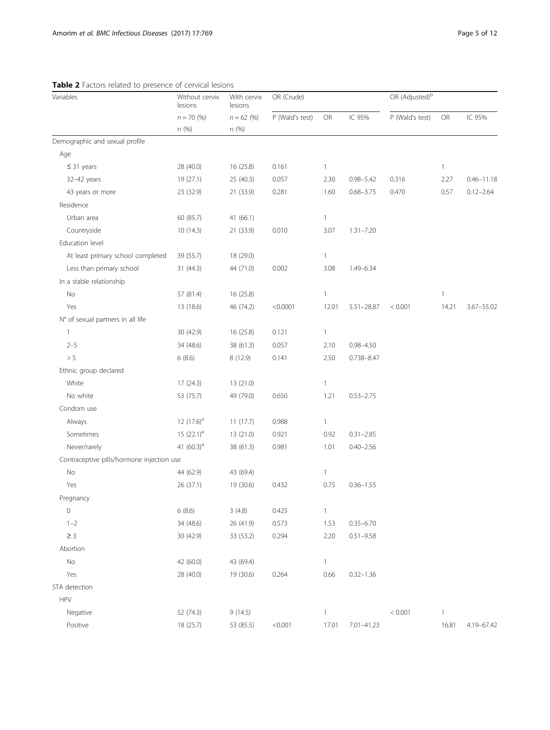**Table 2** Factors related to presence of cervical lesions

| Variables | Without cervix lesions | With cervix lesions | OR (Crude) | | | OR (Adjusted)[b] | | |
|---|---|---|---|---|---|---|---|---|
| | n = 70 (%) | n = 62 (%) | P (Wald's test) | OR | IC 95% | P (Wald's test) | OR | IC 95% |
| | n (%) | n (%) | | | | | | |
| Demographic and sexual profile | | | | | | | | |
| Age | | | | | | | | |
| ≤ 31 years | 28 (40.0) | 16 (25.8) | 0.161 | 1 | | | 1 | |
| 32–42 years | 19 (27.1) | 25 (40.3) | 0.057 | 2.30 | 0.98–5.42 | 0.316 | 2.27 | 0.46–11.18 |
| 43 years or more | 23 (32.9) | 21 (33.9) | 0.281 | 1.60 | 0.68–3.75 | 0.470 | 0.57 | 0.12–2.64 |
| Residence | | | | | | | | |
| Urban area | 60 (85.7) | 41 (66.1) | | 1 | | | | |
| Countryside | 10 (14.3) | 21 (33.9) | 0.010 | 3.07 | 1.31–7.20 | | | |
| Education level | | | | | | | | |
| At least primary school completed | 39 (55.7) | 18 (29.0) | | 1 | | | | |
| Less than primary school | 31 (44.3) | 44 (71.0) | 0.002 | 3.08 | 1.49–6.34 | | | |
| In a stable relationship | | | | | | | | |
| No | 57 (81.4) | 16 (25.8) | | 1 | | | 1 | |
| Yes | 13 (18.6) | 46 (74.2) | <0.0001 | 12.01 | 5.51–28.87 | < 0.001 | 14.21 | 3.67–55.02 |
| N° of sexual partners in all life | | | | | | | | |
| 1 | 30 (42.9) | 16 (25.8) | 0.121 | 1 | | | | |
| 2–5 | 34 (48.6) | 38 (61.3) | 0.057 | 2.10 | 0.98–4.50 | | | |
| > 5 | 6 (8.6) | 8 (12.9) | 0.141 | 2.50 | 0.738–8.47 | | | |
| Ethnic group declared | | | | | | | | |
| White | 17 (24.3) | 13 (21.0) | | 1 | | | | |
| No white | 53 (75.7) | 49 (79.0) | 0.650 | 1.21 | 0.53–2.75 | | | |
| Condom use | | | | | | | | |
| Always | 12 (17.6)[a] | 11 (17.7) | 0.988 | 1 | | | | |
| Sometimes | 15 (22.1)[a] | 13 (21.0) | 0.921 | 0.92 | 0.31–2.85 | | | |
| Never/rarely | 41 (60.3)[a] | 38 (61.3) | 0.981 | 1.01 | 0.40–2.56 | | | |
| Contraceptive pills/hormone injection use | | | | | | | | |
| No | 44 (62.9) | 43 (69.4) | | 1 | | | | |
| Yes | 26 (37.1) | 19 (30.6) | 0.432 | 0.75 | 0.36–1.55 | | | |
| Pregnancy | | | | | | | | |
| 0 | 6 (8.6) | 3 (4.8) | 0.425 | 1 | | | | |
| 1–2 | 34 (48.6) | 26 (41.9) | 0.573 | 1.53 | 0.35–6.70 | | | |
| ≥ 3 | 30 (42.9) | 33 (53.2) | 0.294 | 2.20 | 0.51–9.58 | | | |
| Abortion | | | | | | | | |
| No | 42 (60.0) | 43 (69.4) | | 1 | | | | |
| Yes | 28 (40.0) | 19 (30.6) | 0.264 | 0.66 | 0.32–1.36 | | | |
| STA detection | | | | | | | | |
| HPV | | | | | | | | |
| Negative | 52 (74.3) | 9 (14.5) | | 1 | | < 0.001 | 1 | |
| Positive | 18 (25.7) | 53 (85.5) | <0.001 | 17.01 | 7.01–41.23 | | 16.81 | 4.19–67.42 |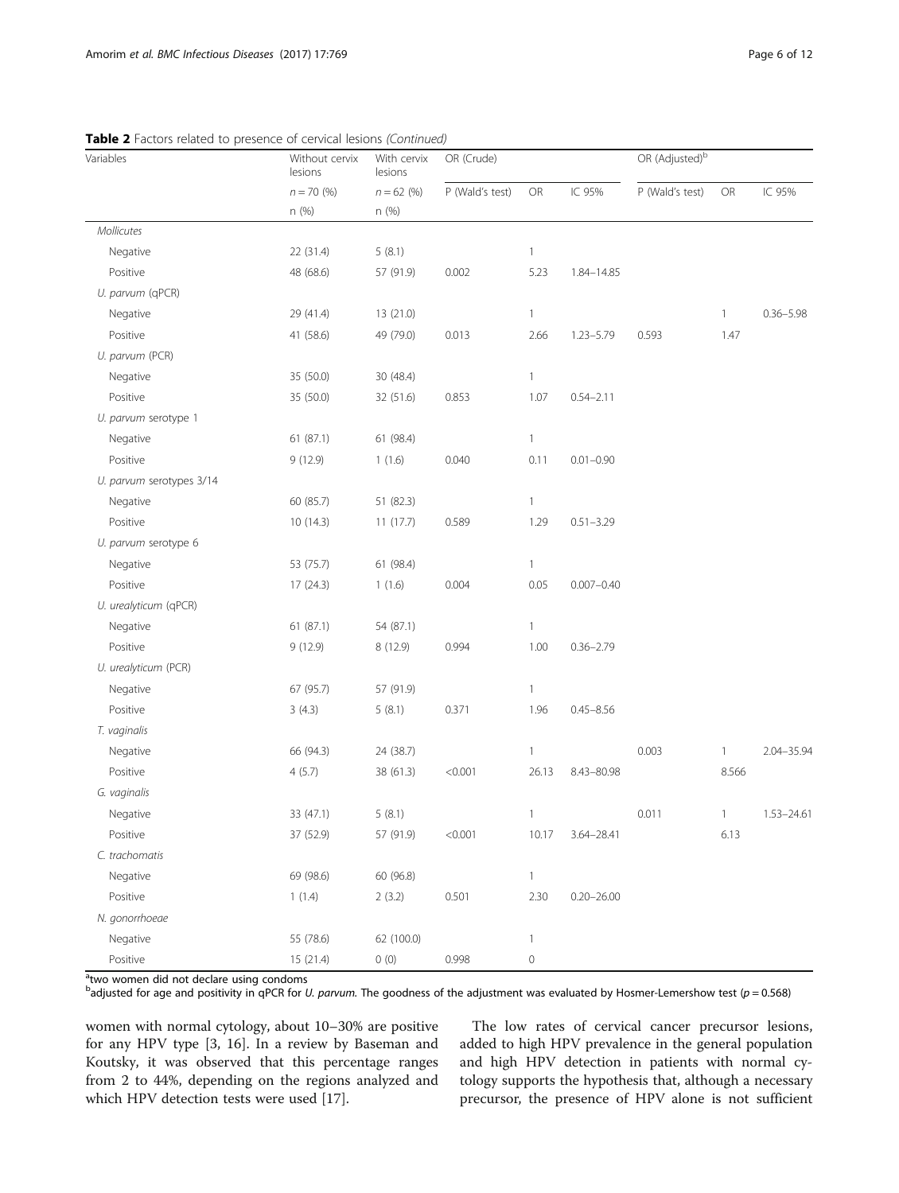**Table 2** Factors related to presence of cervical lesions *(Continued)*

| Variables | Without cervix lesions | With cervix lesions | OR (Crude) | | | OR (Adjusted)[b] | | |
|---|---|---|---|---|---|---|---|---|
| | n = 70 (%) | n = 62 (%) | P (Wald's test) | OR | IC 95% | P (Wald's test) | OR | IC 95% |
| | n (%) | n (%) | | | | | | |
| *Mollicutes* | | | | | | | | |
| Negative | 22 (31.4) | 5 (8.1) | | 1 | | | | |
| Positive | 48 (68.6) | 57 (91.9) | 0.002 | 5.23 | 1.84–14.85 | | | |
| *U. parvum* (qPCR) | | | | | | | | |
| Negative | 29 (41.4) | 13 (21.0) | | 1 | | | 1 | 0.36–5.98 |
| Positive | 41 (58.6) | 49 (79.0) | 0.013 | 2.66 | 1.23–5.79 | 0.593 | 1.47 | |
| *U. parvum* (PCR) | | | | | | | | |
| Negative | 35 (50.0) | 30 (48.4) | | 1 | | | | |
| Positive | 35 (50.0) | 32 (51.6) | 0.853 | 1.07 | 0.54–2.11 | | | |
| *U. parvum* serotype 1 | | | | | | | | |
| Negative | 61 (87.1) | 61 (98.4) | | 1 | | | | |
| Positive | 9 (12.9) | 1 (1.6) | 0.040 | 0.11 | 0.01–0.90 | | | |
| *U. parvum* serotypes 3/14 | | | | | | | | |
| Negative | 60 (85.7) | 51 (82.3) | | 1 | | | | |
| Positive | 10 (14.3) | 11 (17.7) | 0.589 | 1.29 | 0.51–3.29 | | | |
| *U. parvum* serotype 6 | | | | | | | | |
| Negative | 53 (75.7) | 61 (98.4) | | 1 | | | | |
| Positive | 17 (24.3) | 1 (1.6) | 0.004 | 0.05 | 0.007–0.40 | | | |
| *U. urealyticum* (qPCR) | | | | | | | | |
| Negative | 61 (87.1) | 54 (87.1) | | 1 | | | | |
| Positive | 9 (12.9) | 8 (12.9) | 0.994 | 1.00 | 0.36–2.79 | | | |
| *U. urealyticum* (PCR) | | | | | | | | |
| Negative | 67 (95.7) | 57 (91.9) | | 1 | | | | |
| Positive | 3 (4.3) | 5 (8.1) | 0.371 | 1.96 | 0.45–8.56 | | | |
| *T. vaginalis* | | | | | | | | |
| Negative | 66 (94.3) | 24 (38.7) | | 1 | | 0.003 | 1 | 2.04–35.94 |
| Positive | 4 (5.7) | 38 (61.3) | <0.001 | 26.13 | 8.43–80.98 | | 8.566 | |
| *G. vaginalis* | | | | | | | | |
| Negative | 33 (47.1) | 5 (8.1) | | 1 | | 0.011 | 1 | 1.53–24.61 |
| Positive | 37 (52.9) | 57 (91.9) | <0.001 | 10.17 | 3.64–28.41 | | 6.13 | |
| *C. trachomatis* | | | | | | | | |
| Negative | 69 (98.6) | 60 (96.8) | | 1 | | | | |
| Positive | 1 (1.4) | 2 (3.2) | 0.501 | 2.30 | 0.20–26.00 | | | |
| *N. gonorrhoeae* | | | | | | | | |
| Negative | 55 (78.6) | 62 (100.0) | | 1 | | | | |
| Positive | 15 (21.4) | 0 (0) | 0.998 | 0 | | | | |

[a]two women did not declare using condoms
[b]adjusted for age and positivity in qPCR for *U. parvum*. The goodness of the adjustment was evaluated by Hosmer-Lemershow test ($p = 0.568$)

women with normal cytology, about 10–30% are positive for any HPV type [3, 16]. In a review by Baseman and Koutsky, it was observed that this percentage ranges from 2 to 44%, depending on the regions analyzed and which HPV detection tests were used [17].

The low rates of cervical cancer precursor lesions, added to high HPV prevalence in the general population and high HPV detection in patients with normal cytology supports the hypothesis that, although a necessary precursor, the presence of HPV alone is not sufficient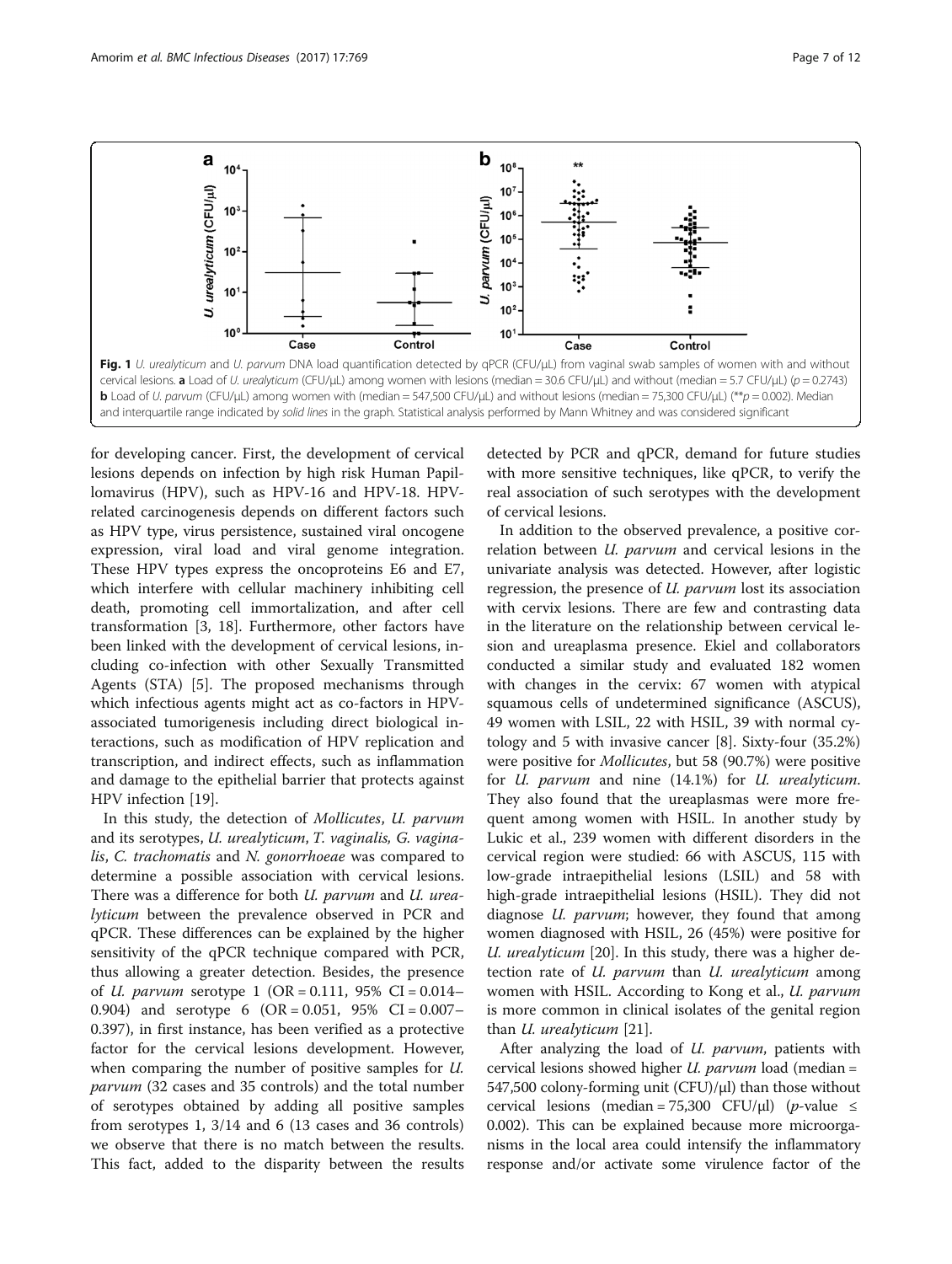Fig. 1 *U. urealyticum* and *U. parvum* DNA load quantification detected by qPCR (CFU/μL) from vaginal swab samples of women with and without cervical lesions. **a** Load of *U. urealyticum* (CFU/μL) among women with lesions (median = 30.6 CFU/μL) and without (median = 5.7 CFU/μL) ($p = 0.2743$) **b** Load of *U. parvum* (CFU/μL) among women with (median = 547,500 CFU/μL) and without lesions (median = 75,300 CFU/μL) (**$p = 0.002$). Median and interquartile range indicated by *solid lines* in the graph. Statistical analysis performed by Mann Whitney and was considered significant

for developing cancer. First, the development of cervical lesions depends on infection by high risk Human Papillomavirus (HPV), such as HPV-16 and HPV-18. HPV-related carcinogenesis depends on different factors such as HPV type, virus persistence, sustained viral oncogene expression, viral load and viral genome integration. These HPV types express the oncoproteins E6 and E7, which interfere with cellular machinery inhibiting cell death, promoting cell immortalization, and after cell transformation [3, 18]. Furthermore, other factors have been linked with the development of cervical lesions, including co-infection with other Sexually Transmitted Agents (STA) [5]. The proposed mechanisms through which infectious agents might act as co-factors in HPV-associated tumorigenesis including direct biological interactions, such as modification of HPV replication and transcription, and indirect effects, such as inflammation and damage to the epithelial barrier that protects against HPV infection [19].

In this study, the detection of *Mollicutes*, *U. parvum* and its serotypes, *U. urealyticum*, *T. vaginalis*, *G. vaginalis*, *C. trachomatis* and *N. gonorrhoeae* was compared to determine a possible association with cervical lesions. There was a difference for both *U. parvum* and *U. urealyticum* between the prevalence observed in PCR and qPCR. These differences can be explained by the higher sensitivity of the qPCR technique compared with PCR, thus allowing a greater detection. Besides, the presence of *U. parvum* serotype 1 (OR = 0.111, 95% CI = 0.014–0.904) and serotype 6 (OR = 0.051, 95% CI = 0.007–0.397), in first instance, has been verified as a protective factor for the cervical lesions development. However, when comparing the number of positive samples for *U. parvum* (32 cases and 35 controls) and the total number of serotypes obtained by adding all positive samples from serotypes 1, 3/14 and 6 (13 cases and 36 controls) we observe that there is no match between the results. This fact, added to the disparity between the results detected by PCR and qPCR, demand for future studies with more sensitive techniques, like qPCR, to verify the real association of such serotypes with the development of cervical lesions.

In addition to the observed prevalence, a positive correlation between *U. parvum* and cervical lesions in the univariate analysis was detected. However, after logistic regression, the presence of *U. parvum* lost its association with cervix lesions. There are few and contrasting data in the literature on the relationship between cervical lesion and ureaplasma presence. Ekiel and collaborators conducted a similar study and evaluated 182 women with changes in the cervix: 67 women with atypical squamous cells of undetermined significance (ASCUS), 49 women with LSIL, 22 with HSIL, 39 with normal cytology and 5 with invasive cancer [8]. Sixty-four (35.2%) were positive for *Mollicutes*, but 58 (90.7%) were positive for *U. parvum* and nine (14.1%) for *U. urealyticum*. They also found that the ureaplasmas were more frequent among women with HSIL. In another study by Lukic et al., 239 women with different disorders in the cervical region were studied: 66 with ASCUS, 115 with low-grade intraepithelial lesions (LSIL) and 58 with high-grade intraepithelial lesions (HSIL). They did not diagnose *U. parvum*; however, they found that among women diagnosed with HSIL, 26 (45%) were positive for *U. urealyticum* [20]. In this study, there was a higher detection rate of *U. parvum* than *U. urealyticum* among women with HSIL. According to Kong et al., *U. parvum* is more common in clinical isolates of the genital region than *U. urealyticum* [21].

After analyzing the load of *U. parvum*, patients with cervical lesions showed higher *U. parvum* load (median = 547,500 colony-forming unit (CFU)/μl) than those without cervical lesions (median = 75,300 CFU/μl) ($p$-value $\leq$ 0.002). This can be explained because more microorganisms in the local area could intensify the inflammatory response and/or activate some virulence factor of the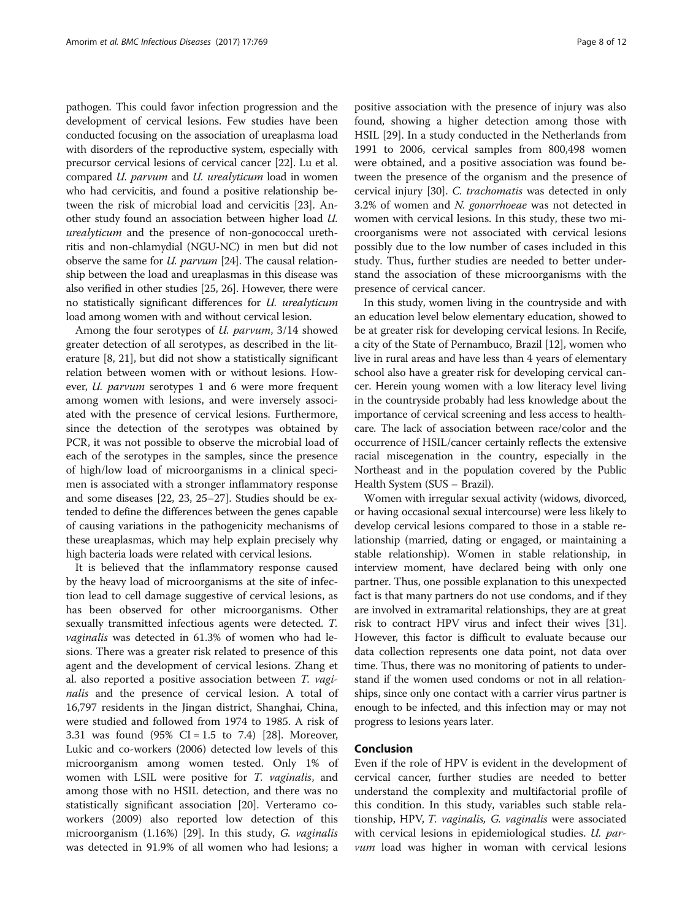pathogen. This could favor infection progression and the development of cervical lesions. Few studies have been conducted focusing on the association of ureaplasma load with disorders of the reproductive system, especially with precursor cervical lesions of cervical cancer [22]. Lu et al. compared *U. parvum* and *U. urealyticum* load in women who had cervicitis, and found a positive relationship between the risk of microbial load and cervicitis [23]. Another study found an association between higher load *U. urealyticum* and the presence of non-gonococcal urethritis and non-chlamydial (NGU-NC) in men but did not observe the same for *U. parvum* [24]. The causal relationship between the load and ureaplasmas in this disease was also verified in other studies [25, 26]. However, there were no statistically significant differences for *U. urealyticum* load among women with and without cervical lesion.

Among the four serotypes of *U. parvum*, 3/14 showed greater detection of all serotypes, as described in the literature [8, 21], but did not show a statistically significant relation between women with or without lesions. However, *U. parvum* serotypes 1 and 6 were more frequent among women with lesions, and were inversely associated with the presence of cervical lesions. Furthermore, since the detection of the serotypes was obtained by PCR, it was not possible to observe the microbial load of each of the serotypes in the samples, since the presence of high/low load of microorganisms in a clinical specimen is associated with a stronger inflammatory response and some diseases [22, 23, 25–27]. Studies should be extended to define the differences between the genes capable of causing variations in the pathogenicity mechanisms of these ureaplasmas, which may help explain precisely why high bacteria loads were related with cervical lesions.

It is believed that the inflammatory response caused by the heavy load of microorganisms at the site of infection lead to cell damage suggestive of cervical lesions, as has been observed for other microorganisms. Other sexually transmitted infectious agents were detected. *T. vaginalis* was detected in 61.3% of women who had lesions. There was a greater risk related to presence of this agent and the development of cervical lesions. Zhang et al. also reported a positive association between *T. vaginalis* and the presence of cervical lesion. A total of 16,797 residents in the Jingan district, Shanghai, China, were studied and followed from 1974 to 1985. A risk of 3.31 was found (95% CI = 1.5 to 7.4) [28]. Moreover, Lukic and co-workers (2006) detected low levels of this microorganism among women tested. Only 1% of women with LSIL were positive for *T. vaginalis*, and among those with no HSIL detection, and there was no statistically significant association [20]. Verteramo co-workers (2009) also reported low detection of this microorganism (1.16%) [29]. In this study, *G. vaginalis* was detected in 91.9% of all women who had lesions; a positive association with the presence of injury was also found, showing a higher detection among those with HSIL [29]. In a study conducted in the Netherlands from 1991 to 2006, cervical samples from 800,498 women were obtained, and a positive association was found between the presence of the organism and the presence of cervical injury [30]. *C. trachomatis* was detected in only 3.2% of women and *N. gonorrhoeae* was not detected in women with cervical lesions. In this study, these two microorganisms were not associated with cervical lesions possibly due to the low number of cases included in this study. Thus, further studies are needed to better understand the association of these microorganisms with the presence of cervical cancer.

In this study, women living in the countryside and with an education level below elementary education, showed to be at greater risk for developing cervical lesions. In Recife, a city of the State of Pernambuco, Brazil [12], women who live in rural areas and have less than 4 years of elementary school also have a greater risk for developing cervical cancer. Herein young women with a low literacy level living in the countryside probably had less knowledge about the importance of cervical screening and less access to healthcare. The lack of association between race/color and the occurrence of HSIL/cancer certainly reflects the extensive racial miscegenation in the country, especially in the Northeast and in the population covered by the Public Health System (SUS – Brazil).

Women with irregular sexual activity (widows, divorced, or having occasional sexual intercourse) were less likely to develop cervical lesions compared to those in a stable relationship (married, dating or engaged, or maintaining a stable relationship). Women in stable relationship, in interview moment, have declared being with only one partner. Thus, one possible explanation to this unexpected fact is that many partners do not use condoms, and if they are involved in extramarital relationships, they are at great risk to contract HPV virus and infect their wives [31]. However, this factor is difficult to evaluate because our data collection represents one data point, not data over time. Thus, there was no monitoring of patients to understand if the women used condoms or not in all relationships, since only one contact with a carrier virus partner is enough to be infected, and this infection may or may not progress to lesions years later.

## Conclusion

Even if the role of HPV is evident in the development of cervical cancer, further studies are needed to better understand the complexity and multifactorial profile of this condition. In this study, variables such stable relationship, HPV, *T. vaginalis*, *G. vaginalis* were associated with cervical lesions in epidemiological studies. *U. parvum* load was higher in woman with cervical lesions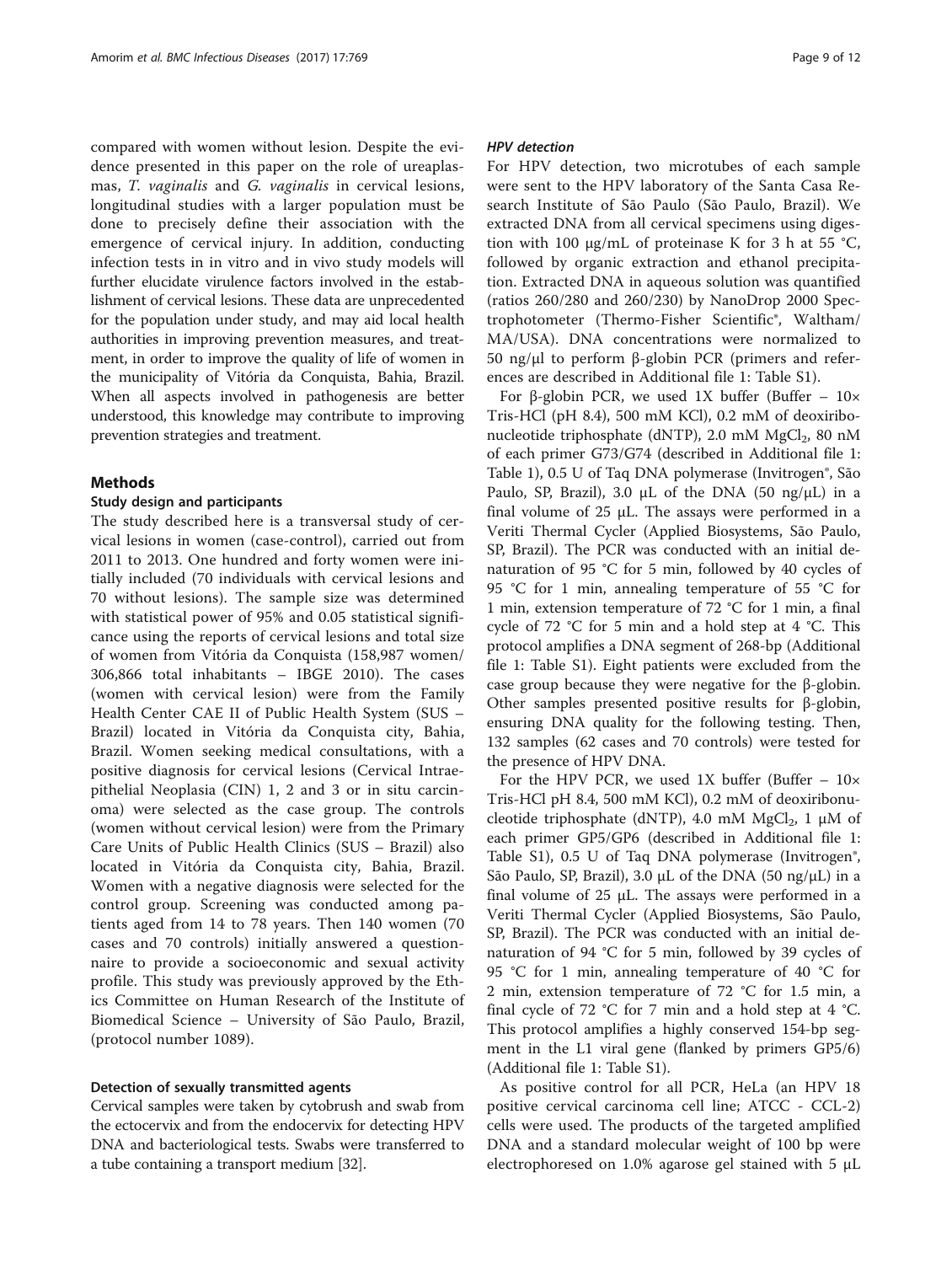compared with women without lesion. Despite the evidence presented in this paper on the role of ureaplasmas, *T. vaginalis* and *G. vaginalis* in cervical lesions, longitudinal studies with a larger population must be done to precisely define their association with the emergence of cervical injury. In addition, conducting infection tests in in vitro and in vivo study models will further elucidate virulence factors involved in the establishment of cervical lesions. These data are unprecedented for the population under study, and may aid local health authorities in improving prevention measures, and treatment, in order to improve the quality of life of women in the municipality of Vitória da Conquista, Bahia, Brazil. When all aspects involved in pathogenesis are better understood, this knowledge may contribute to improving prevention strategies and treatment.

## Methods

### Study design and participants

The study described here is a transversal study of cervical lesions in women (case-control), carried out from 2011 to 2013. One hundred and forty women were initially included (70 individuals with cervical lesions and 70 without lesions). The sample size was determined with statistical power of 95% and 0.05 statistical significance using the reports of cervical lesions and total size of women from Vitória da Conquista (158,987 women/ 306,866 total inhabitants – IBGE 2010). The cases (women with cervical lesion) were from the Family Health Center CAE II of Public Health System (SUS – Brazil) located in Vitória da Conquista city, Bahia, Brazil. Women seeking medical consultations, with a positive diagnosis for cervical lesions (Cervical Intraepithelial Neoplasia (CIN) 1, 2 and 3 or in situ carcinoma) were selected as the case group. The controls (women without cervical lesion) were from the Primary Care Units of Public Health Clinics (SUS – Brazil) also located in Vitória da Conquista city, Bahia, Brazil. Women with a negative diagnosis were selected for the control group. Screening was conducted among patients aged from 14 to 78 years. Then 140 women (70 cases and 70 controls) initially answered a questionnaire to provide a socioeconomic and sexual activity profile. This study was previously approved by the Ethics Committee on Human Research of the Institute of Biomedical Science – University of São Paulo, Brazil, (protocol number 1089).

### Detection of sexually transmitted agents

Cervical samples were taken by cytobrush and swab from the ectocervix and from the endocervix for detecting HPV DNA and bacteriological tests. Swabs were transferred to a tube containing a transport medium [32].

#### *HPV detection*

For HPV detection, two microtubes of each sample were sent to the HPV laboratory of the Santa Casa Research Institute of São Paulo (São Paulo, Brazil). We extracted DNA from all cervical specimens using digestion with 100 μg/mL of proteinase K for 3 h at 55 °C, followed by organic extraction and ethanol precipitation. Extracted DNA in aqueous solution was quantified (ratios 260/280 and 260/230) by NanoDrop 2000 Spectrophotometer (Thermo-Fisher Scientific®, Waltham/ MA/USA). DNA concentrations were normalized to 50 ng/μl to perform β-globin PCR (primers and references are described in Additional file 1: Table S1).

For β-globin PCR, we used 1X buffer (Buffer – 10× Tris-HCl (pH 8.4), 500 mM KCl), 0.2 mM of deoxyribonucleotide triphosphate (dNTP), 2.0 mM $MgCl_2$, 80 nM of each primer G73/G74 (described in Additional file 1: Table 1), 0.5 U of Taq DNA polymerase (Invitrogen®, São Paulo, SP, Brazil), 3.0 μL of the DNA (50 ng/μL) in a final volume of 25 μL. The assays were performed in a Veriti Thermal Cycler (Applied Biosystems, São Paulo, SP, Brazil). The PCR was conducted with an initial denaturation of 95 °C for 5 min, followed by 40 cycles of 95 °C for 1 min, annealing temperature of 55 °C for 1 min, extension temperature of 72 °C for 1 min, a final cycle of 72 °C for 5 min and a hold step at 4 °C. This protocol amplifies a DNA segment of 268-bp (Additional file 1: Table S1). Eight patients were excluded from the case group because they were negative for the β-globin. Other samples presented positive results for β-globin, ensuring DNA quality for the following testing. Then, 132 samples (62 cases and 70 controls) were tested for the presence of HPV DNA.

For the HPV PCR, we used 1X buffer (Buffer – 10× Tris-HCl pH 8.4, 500 mM KCl), 0.2 mM of deoxyribonucleotide triphosphate (dNTP), 4.0 mM $MgCl_2$, 1 μM of each primer GP5/GP6 (described in Additional file 1: Table S1), 0.5 U of Taq DNA polymerase (Invitrogen®, São Paulo, SP, Brazil), 3.0 μL of the DNA (50 ng/μL) in a final volume of 25 μL. The assays were performed in a Veriti Thermal Cycler (Applied Biosystems, São Paulo, SP, Brazil). The PCR was conducted with an initial denaturation of 94 °C for 5 min, followed by 39 cycles of 95 °C for 1 min, annealing temperature of 40 °C for 2 min, extension temperature of 72 °C for 1.5 min, a final cycle of 72 °C for 7 min and a hold step at 4 °C. This protocol amplifies a highly conserved 154-bp segment in the L1 viral gene (flanked by primers GP5/6) (Additional file 1: Table S1).

As positive control for all PCR, HeLa (an HPV 18 positive cervical carcinoma cell line; ATCC - CCL-2) cells were used. The products of the targeted amplified DNA and a standard molecular weight of 100 bp were electrophoresed on 1.0% agarose gel stained with 5 μL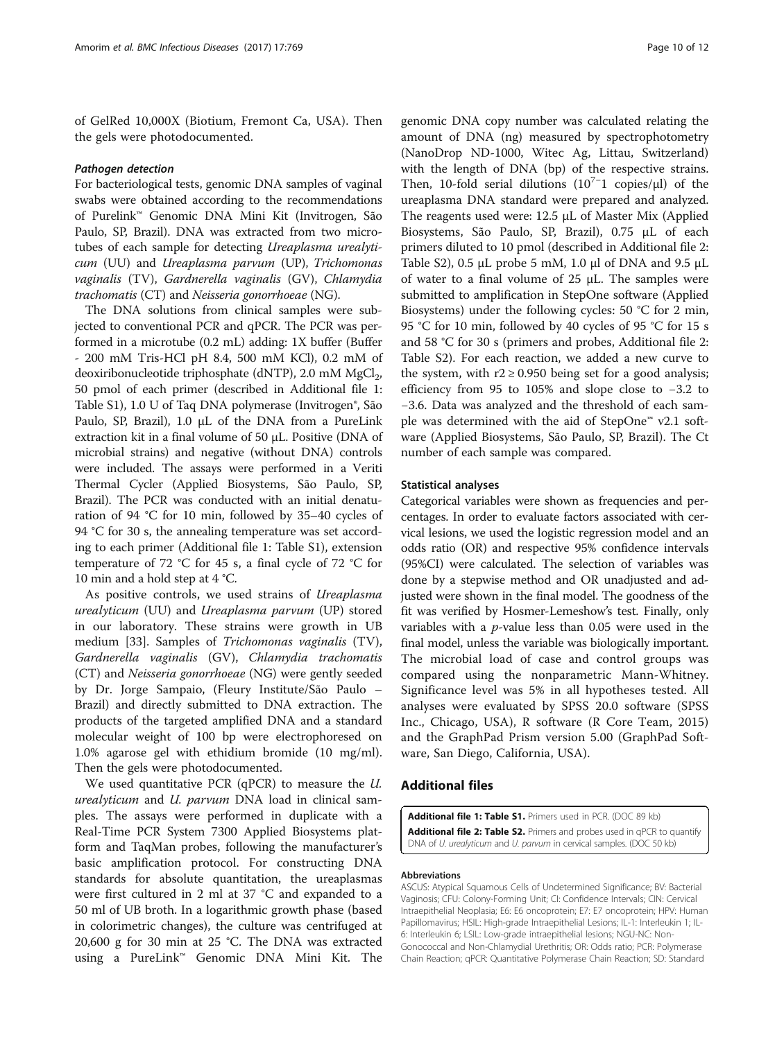of GelRed 10,000X (Biotium, Fremont Ca, USA). Then the gels were photodocumented.

#### Pathogen detection

For bacteriological tests, genomic DNA samples of vaginal swabs were obtained according to the recommendations of Purelink™ Genomic DNA Mini Kit (Invitrogen, São Paulo, SP, Brazil). DNA was extracted from two microtubes of each sample for detecting *Ureaplasma urealyticum* (UU) and *Ureaplasma parvum* (UP), *Trichomonas vaginalis* (TV), *Gardnerella vaginalis* (GV), *Chlamydia trachomatis* (CT) and *Neisseria gonorrhoeae* (NG).

The DNA solutions from clinical samples were subjected to conventional PCR and qPCR. The PCR was performed in a microtube (0.2 mL) adding: 1X buffer (Buffer - 200 mM Tris-HCl pH 8.4, 500 mM KCl), 0.2 mM of deoxiribonucleotide triphosphate (dNTP), 2.0 mM $MgCl_2$, 50 pmol of each primer (described in Additional file 1: Table S1), 1.0 U of Taq DNA polymerase (Invitrogen®, São Paulo, SP, Brazil), 1.0 μL of the DNA from a PureLink extraction kit in a final volume of 50 μL. Positive (DNA of microbial strains) and negative (without DNA) controls were included. The assays were performed in a Veriti Thermal Cycler (Applied Biosystems, São Paulo, SP, Brazil). The PCR was conducted with an initial denaturation of 94 °C for 10 min, followed by 35–40 cycles of 94 °C for 30 s, the annealing temperature was set according to each primer (Additional file 1: Table S1), extension temperature of 72 °C for 45 s, a final cycle of 72 °C for 10 min and a hold step at 4 °C.

As positive controls, we used strains of *Ureaplasma urealyticum* (UU) and *Ureaplasma parvum* (UP) stored in our laboratory. These strains were growth in UB medium [33]. Samples of *Trichomonas vaginalis* (TV), *Gardnerella vaginalis* (GV), *Chlamydia trachomatis* (CT) and *Neisseria gonorrhoeae* (NG) were gently seeded by Dr. Jorge Sampaio, (Fleury Institute/São Paulo – Brazil) and directly submitted to DNA extraction. The products of the targeted amplified DNA and a standard molecular weight of 100 bp were electrophoresed on 1.0% agarose gel with ethidium bromide (10 mg/ml). Then the gels were photodocumented.

We used quantitative PCR (qPCR) to measure the *U. urealyticum* and *U. parvum* DNA load in clinical samples. The assays were performed in duplicate with a Real-Time PCR System 7300 Applied Biosystems platform and TaqMan probes, following the manufacturer's basic amplification protocol. For constructing DNA standards for absolute quantitation, the ureaplasmas were first cultured in 2 ml at 37 °C and expanded to a 50 ml of UB broth. In a logarithmic growth phase (based in colorimetric changes), the culture was centrifuged at 20,600 g for 30 min at 25 °C. The DNA was extracted using a PureLink™ Genomic DNA Mini Kit. The genomic DNA copy number was calculated relating the amount of DNA (ng) measured by spectrophotometry (NanoDrop ND-1000, Witec Ag, Littau, Switzerland) with the length of DNA (bp) of the respective strains. Then, 10-fold serial dilutions ($10^{7-}1$ copies/μl) of the ureaplasma DNA standard were prepared and analyzed. The reagents used were: 12.5 μL of Master Mix (Applied Biosystems, São Paulo, SP, Brazil), 0.75 μL of each primers diluted to 10 pmol (described in Additional file 2: Table S2), 0.5 μL probe 5 mM, 1.0 μl of DNA and 9.5 μL of water to a final volume of 25 μL. The samples were submitted to amplification in StepOne software (Applied Biosystems) under the following cycles: 50 °C for 2 min, 95 °C for 10 min, followed by 40 cycles of 95 °C for 15 s and 58 °C for 30 s (primers and probes, Additional file 2: Table S2). For each reaction, we added a new curve to the system, with $r2 \geq 0.950$ being set for a good analysis; efficiency from 95 to 105% and slope close to −3.2 to −3.6. Data was analyzed and the threshold of each sample was determined with the aid of StepOne™ v2.1 software (Applied Biosystems, São Paulo, SP, Brazil). The Ct number of each sample was compared.

#### Statistical analyses

Categorical variables were shown as frequencies and percentages. In order to evaluate factors associated with cervical lesions, we used the logistic regression model and an odds ratio (OR) and respective 95% confidence intervals (95%CI) were calculated. The selection of variables was done by a stepwise method and OR unadjusted and adjusted were shown in the final model. The goodness of the fit was verified by Hosmer-Lemeshow's test. Finally, only variables with a *p*-value less than 0.05 were used in the final model, unless the variable was biologically important. The microbial load of case and control groups was compared using the nonparametric Mann-Whitney. Significance level was 5% in all hypotheses tested. All analyses were evaluated by SPSS 20.0 software (SPSS Inc., Chicago, USA), R software (R Core Team, 2015) and the GraphPad Prism version 5.00 (GraphPad Software, San Diego, California, USA).

## Additional files

**Additional file 1: Table S1.** Primers used in PCR. (DOC 89 kb)

**Additional file 2: Table S2.** Primers and probes used in qPCR to quantify DNA of *U. urealyticum* and *U. parvum* in cervical samples. (DOC 50 kb)

#### Abbreviations

ASCUS: Atypical Squamous Cells of Undetermined Significance; BV: Bacterial Vaginosis; CFU: Colony-Forming Unit; CI: Confidence Intervals; CIN: Cervical Intraepithelial Neoplasia; E6: E6 oncoprotein; E7: E7 oncoprotein; HPV: Human Papillomavirus; HSIL: High-grade Intraepithelial Lesions; IL-1: Interleukin 1; IL-6: Interleukin 6; LSIL: Low-grade intraepithelial lesions; NGU-NC: Non-Gonococcal and Non-Chlamydial Urethritis; OR: Odds ratio; PCR: Polymerase Chain Reaction; qPCR: Quantitative Polymerase Chain Reaction; SD: Standard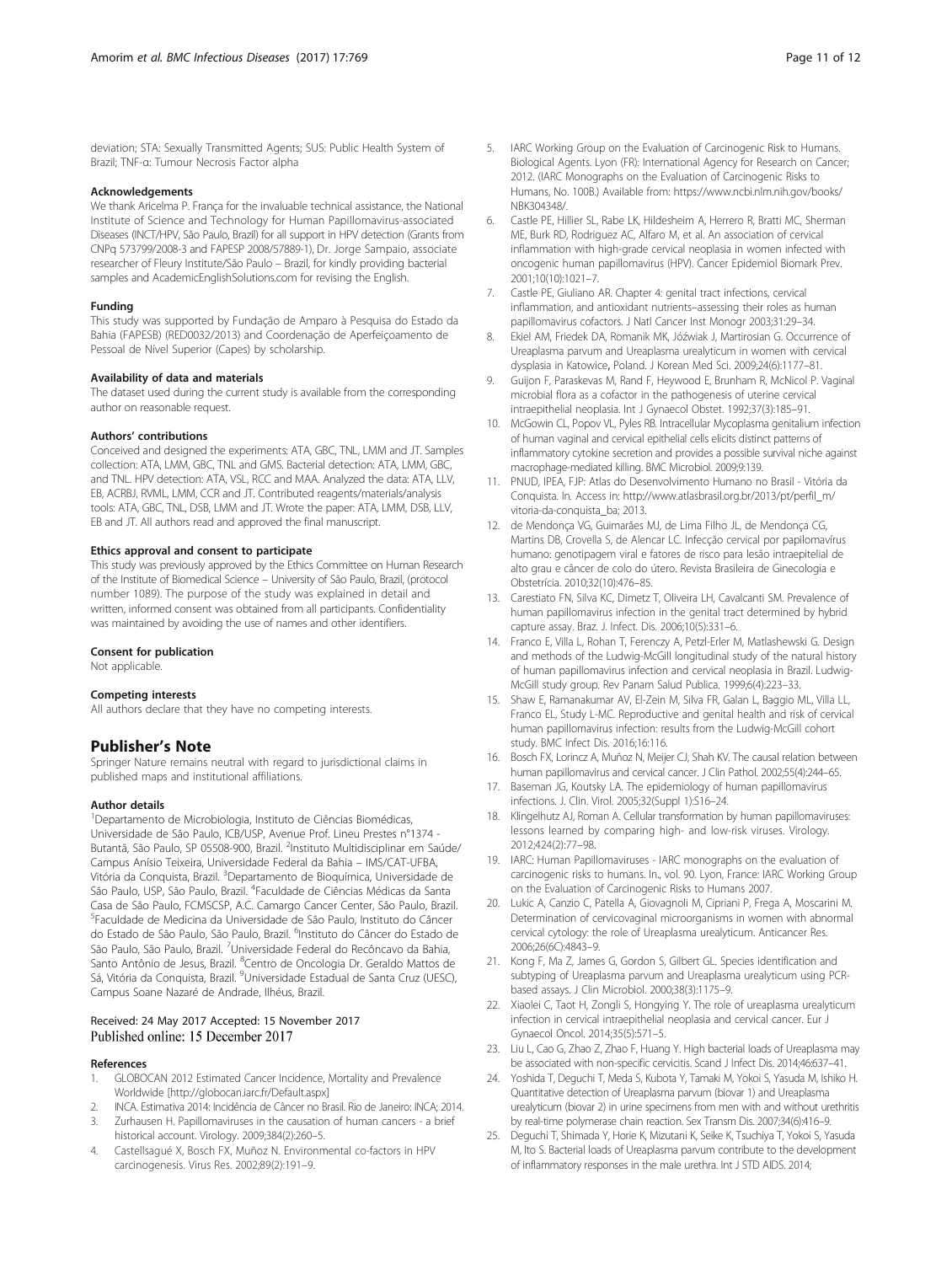deviation; STA: Sexually Transmitted Agents; SUS: Public Health System of Brazil; TNF-α: Tumour Necrosis Factor alpha

### Acknowledgements

We thank Aricelma P. França for the invaluable technical assistance, the National Institute of Science and Technology for Human Papillomavirus-associated Diseases (INCT/HPV, São Paulo, Brazil) for all support in HPV detection (Grants from CNPq 573799/2008-3 and FAPESP 2008/57889-1), Dr. Jorge Sampaio, associate researcher of Fleury Institute/São Paulo – Brazil, for kindly providing bacterial samples and AcademicEnglishSolutions.com for revising the English.

### Funding

This study was supported by Fundação de Amparo à Pesquisa do Estado da Bahia (FAPESB) (RED0032/2013) and Coordenação de Aperfeiçoamento de Pessoal de Nível Superior (Capes) by scholarship.

### Availability of data and materials

The dataset used during the current study is available from the corresponding author on reasonable request.

### Authors' contributions

Conceived and designed the experiments: ATA, GBC, TNL, LMM and JT. Samples collection: ATA, LMM, GBC, TNL and GMS. Bacterial detection: ATA, LMM, GBC, and TNL. HPV detection: ATA, VSL, RCC and MAA. Analyzed the data: ATA, LLV, EB, ACRBJ, RVML, LMM, CCR and JT. Contributed reagents/materials/analysis tools: ATA, GBC, TNL, DSB, LMM and JT. Wrote the paper: ATA, LMM, DSB, LLV, EB and JT. All authors read and approved the final manuscript.

### Ethics approval and consent to participate

This study was previously approved by the Ethics Committee on Human Research of the Institute of Biomedical Science – University of São Paulo, Brazil, (protocol number 1089). The purpose of the study was explained in detail and written, informed consent was obtained from all participants. Confidentiality was maintained by avoiding the use of names and other identifiers.

### Consent for publication

Not applicable.

### Competing interests

All authors declare that they have no competing interests.

## Publisher's Note

Springer Nature remains neutral with regard to jurisdictional claims in published maps and institutional affiliations.

### Author details

[1]Departamento de Microbiologia, Instituto de Ciências Biomédicas, Universidade de São Paulo, ICB/USP, Avenue Prof. Lineu Prestes n°1374 - Butantã, São Paulo, SP 05508-900, Brazil. [2]Instituto Multidisciplinar em Saúde/ Campus Anísio Teixeira, Universidade Federal da Bahia – IMS/CAT-UFBA, Vitória da Conquista, Brazil. [3]Departamento de Bioquímica, Universidade de São Paulo, USP, São Paulo, Brazil. [4]Faculdade de Ciências Médicas da Santa Casa de São Paulo, FCMSCSP, A.C. Camargo Cancer Center, São Paulo, Brazil. [5]Faculdade de Medicina da Universidade de São Paulo, Instituto do Câncer do Estado de São Paulo, São Paulo, Brazil. [6]Instituto do Câncer do Estado de São Paulo, São Paulo, Brazil. [7]Universidade Federal do Recôncavo da Bahia, Santo Antônio de Jesus, Brazil. [8]Centro de Oncologia Dr. Geraldo Mattos de Sá, Vitória da Conquista, Brazil. [9]Universidade Estadual de Santa Cruz (UESC), Campus Soane Nazaré de Andrade, Ilhéus, Brazil.

Received: 24 May 2017 Accepted: 15 November 2017
Published online: 15 December 2017

### References

1. GLOBOCAN 2012 Estimated Cancer Incidence, Mortality and Prevalence Worldwide [http://globocan.iarc.fr/Default.aspx]
2. INCA. Estimativa 2014: Incidência de Câncer no Brasil. Rio de Janeiro: INCA; 2014.
3. Zurhausen H. Papillomaviruses in the causation of human cancers - a brief historical account. Virology. 2009;384(2):260–5.
4. Castellsagué X, Bosch FX, Muñoz N. Environmental co-factors in HPV carcinogenesis. Virus Res. 2002;89(2):191–9.
5. IARC Working Group on the Evaluation of Carcinogenic Risk to Humans. Biological Agents. Lyon (FR): International Agency for Research on Cancer; 2012. (IARC Monographs on the Evaluation of Carcinogenic Risks to Humans, No. 100B.) Available from: https://www.ncbi.nlm.nih.gov/books/NBK304348/.
6. Castle PE, Hillier SL, Rabe LK, Hildesheim A, Herrero R, Bratti MC, Sherman ME, Burk RD, Rodriguez AC, Alfaro M, et al. An association of cervical inflammation with high-grade cervical neoplasia in women infected with oncogenic human papillomavirus (HPV). Cancer Epidemiol Biomark Prev. 2001;10(10):1021–7.
7. Castle PE, Giuliano AR. Chapter 4: genital tract infections, cervical inflammation, and antioxidant nutrients–assessing their roles as human papillomavirus cofactors. J Natl Cancer Inst Monogr 2003;31:29–34.
8. Ekiel AM, Friedek DA, Romanik MK, Jóźwiak J, Martirosian G. Occurrence of Ureaplasma parvum and Ureaplasma urealyticum in women with cervical dysplasia in Katowice, Poland. J Korean Med Sci. 2009;24(6):1177–81.
9. Guijon F, Paraskevas M, Rand F, Heywood E, Brunham R, McNicol P. Vaginal microbial flora as a cofactor in the pathogenesis of uterine cervical intraepithelial neoplasia. Int J Gynaecol Obstet. 1992;37(3):185–91.
10. McGowin CL, Popov VL, Pyles RB. Intracellular Mycoplasma genitalium infection of human vaginal and cervical epithelial cells elicits distinct patterns of inflammatory cytokine secretion and provides a possible survival niche against macrophage-mediated killing. BMC Microbiol. 2009;9:139.
11. PNUD, IPEA, FJP: Atlas do Desenvolvimento Humano no Brasil - Vitória da Conquista. In. Access in: http://www.atlasbrasil.org.br/2013/pt/perfil_m/vitoria-da-conquista_ba; 2013.
12. de Mendonça VG, Guimarães MJ, de Lima Filho JL, de Mendonça CG, Martins DB, Crovella S, de Alencar LC. Infecção cervical por papilomavírus humano: genotipagem viral e fatores de risco para lesão intraepitelial de alto grau e câncer de colo do útero. Revista Brasileira de Ginecologia e Obstetrícia. 2010;32(10):476–85.
13. Carestiato FN, Silva KC, Dimetz T, Oliveira LH, Cavalcanti SM. Prevalence of human papillomavirus infection in the genital tract determined by hybrid capture assay. Braz. J. Infect. Dis. 2006;10(5):331–6.
14. Franco E, Villa L, Rohan T, Ferenczy A, Petzl-Erler M, Matlashewski G. Design and methods of the Ludwig-McGill longitudinal study of the natural history of human papillomavirus infection and cervical neoplasia in Brazil. Ludwig-McGill study group. Rev Panam Salud Publica. 1999;6(4):223–33.
15. Shaw E, Ramanakumar AV, El-Zein M, Silva FR, Galan L, Baggio ML, Villa LL, Franco EL, Study L-MC. Reproductive and genital health and risk of cervical human papillomavirus infection: results from the Ludwig-McGill cohort study. BMC Infect Dis. 2016;16:116.
16. Bosch FX, Lorincz A, Muñoz N, Meijer CJ, Shah KV. The causal relation between human papillomavirus and cervical cancer. J Clin Pathol. 2002;55(4):244–65.
17. Baseman JG, Koutsky LA. The epidemiology of human papillomavirus infections. J. Clin. Virol. 2005;32(Suppl 1):S16–24.
18. Klingelhutz AJ, Roman A. Cellular transformation by human papillomaviruses: lessons learned by comparing high- and low-risk viruses. Virology. 2012;424(2):77–98.
19. IARC: Human Papillomaviruses - IARC monographs on the evaluation of carcinogenic risks to humans. In., vol. 90. Lyon, France: IARC Working Group on the Evaluation of Carcinogenic Risks to Humans 2007.
20. Lukic A, Canzio C, Patella A, Giovagnoli M, Cipriani P, Frega A, Moscarini M. Determination of cervicovaginal microorganisms in women with abnormal cervical cytology: the role of Ureaplasma urealyticum. Anticancer Res. 2006;26(6C):4843–9.
21. Kong F, Ma Z, James G, Gordon S, Gilbert GL. Species identification and subtyping of Ureaplasma parvum and Ureaplasma urealyticum using PCR-based assays. J Clin Microbiol. 2000;38(3):1175–9.
22. Xiaolei C, Taot H, Zongli S, Hongying Y. The role of ureaplasma urealyticum infection in cervical intraepithelial neoplasia and cervical cancer. Eur J Gynaecol Oncol. 2014;35(5):571–5.
23. Liu L, Cao G, Zhao Z, Zhao F, Huang Y. High bacterial loads of Ureaplasma may be associated with non-specific cervicitis. Scand J Infect Dis. 2014;46:637–41.
24. Yoshida T, Deguchi T, Meda S, Kubota Y, Tamaki M, Yokoi S, Yasuda M, Ishiko H. Quantitative detection of Ureaplasma parvum (biovar 1) and Ureaplasma urealyticum (biovar 2) in urine specimens from men with and without urethritis by real-time polymerase chain reaction. Sex Transm Dis. 2007;34(6):416–9.
25. Deguchi T, Shimada Y, Horie K, Mizutani K, Seike K, Tsuchiya T, Yokoi S, Yasuda M, Ito S. Bacterial loads of Ureaplasma parvum contribute to the development of inflammatory responses in the male urethra. Int J STD AIDS. 2014;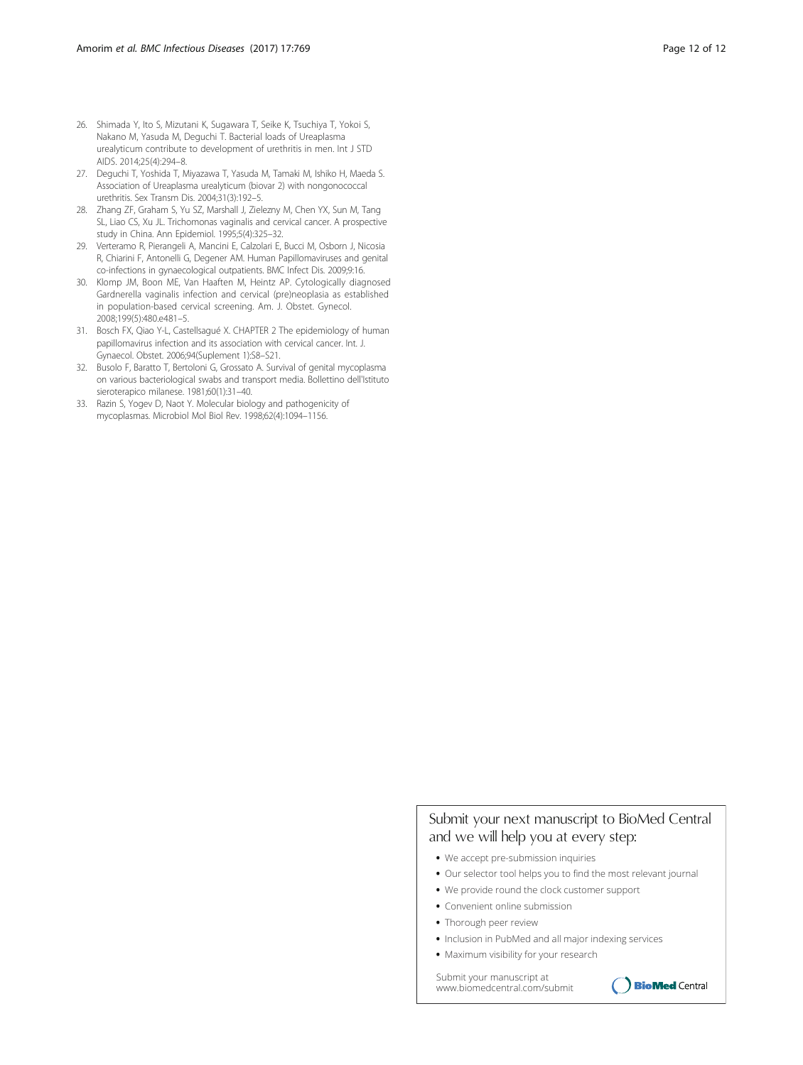26. Shimada Y, Ito S, Mizutani K, Sugawara T, Seike K, Tsuchiya T, Yokoi S, Nakano M, Yasuda M, Deguchi T. Bacterial loads of Ureaplasma urealyticum contribute to development of urethritis in men. Int J STD AIDS. 2014;25(4):294–8.
27. Deguchi T, Yoshida T, Miyazawa T, Yasuda M, Tamaki M, Ishiko H, Maeda S. Association of Ureaplasma urealyticum (biovar 2) with nongonococcal urethritis. Sex Transm Dis. 2004;31(3):192–5.
28. Zhang ZF, Graham S, Yu SZ, Marshall J, Zielezny M, Chen YX, Sun M, Tang SL, Liao CS, Xu JL. Trichomonas vaginalis and cervical cancer. A prospective study in China. Ann Epidemiol. 1995;5(4):325–32.
29. Verteramo R, Pierangeli A, Mancini E, Calzolari E, Bucci M, Osborn J, Nicosia R, Chiarini F, Antonelli G, Degener AM. Human Papillomaviruses and genital co-infections in gynaecological outpatients. BMC Infect Dis. 2009;9:16.
30. Klomp JM, Boon ME, Van Haaften M, Heintz AP. Cytologically diagnosed Gardnerella vaginalis infection and cervical (pre)neoplasia as established in population-based cervical screening. Am. J. Obstet. Gynecol. 2008;199(5):480.e481–5.
31. Bosch FX, Qiao Y-L, Castellsagué X. CHAPTER 2 The epidemiology of human papillomavirus infection and its association with cervical cancer. Int. J. Gynaecol. Obstet. 2006;94(Suplement 1):S8–S21.
32. Busolo F, Baratto T, Bertoloni G, Grossato A. Survival of genital mycoplasma on various bacteriological swabs and transport media. Bollettino dell'Istituto sieroterapico milanese. 1981;60(1):31–40.
33. Razin S, Yogev D, Naot Y. Molecular biology and pathogenicity of mycoplasmas. Microbiol Mol Biol Rev. 1998;62(4):1094–1156.

Submit your next manuscript to BioMed Central and we will help you at every step:

- We accept pre-submission inquiries
- Our selector tool helps you to find the most relevant journal
- We provide round the clock customer support
- Convenient online submission
- Thorough peer review
- Inclusion in PubMed and all major indexing services
- Maximum visibility for your research

Submit your manuscript at
www.biomedcentral.com/submit

BioMed Central